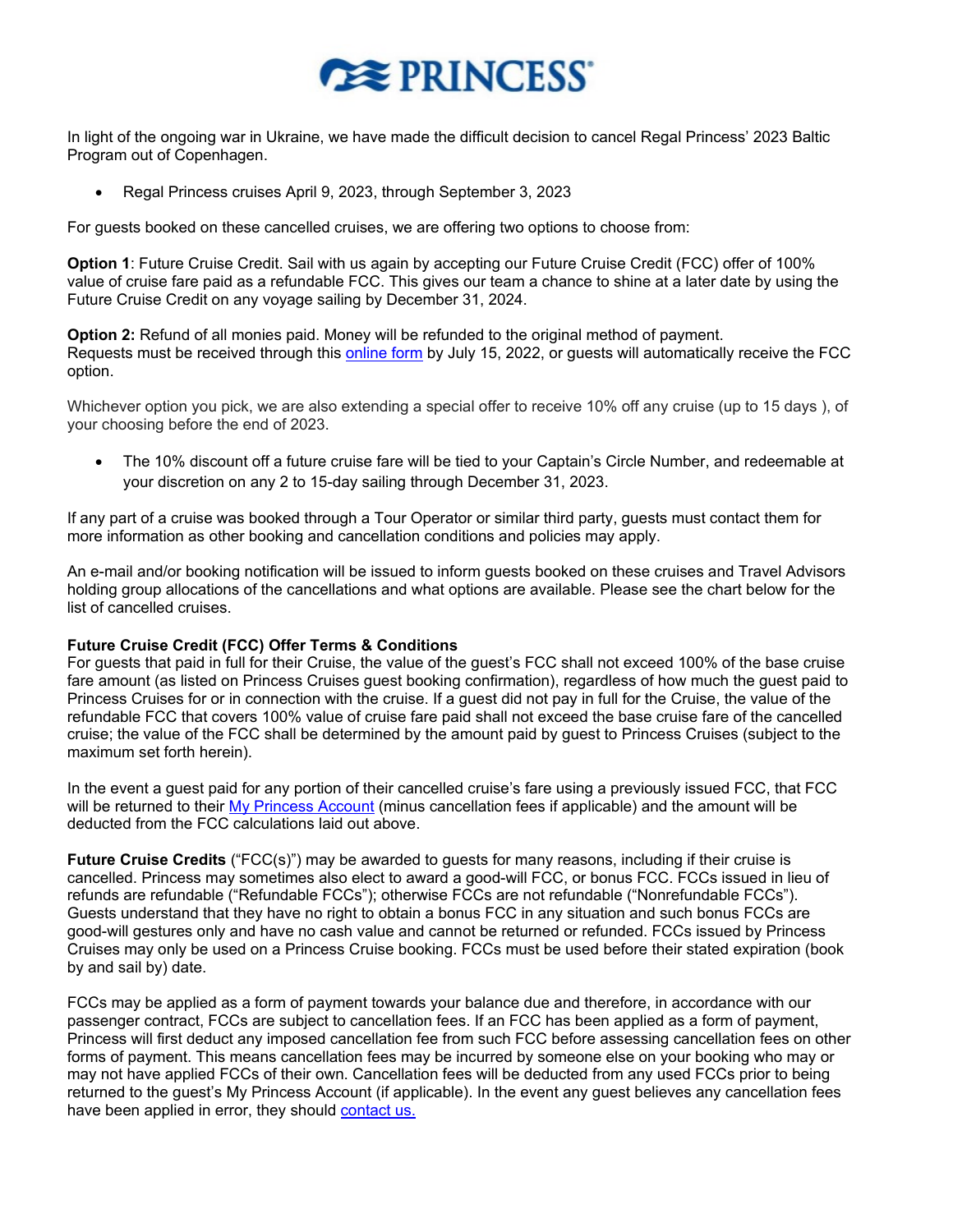# PRINCESS

In light of the ongoing war in Ukraine, we have made the difficult decision to cancel Regal Princess' 2023 Baltic Program out of Copenhagen.

- Regal Princess cruises April 9, 2023, through September 3, 2023

For guests booked on these cancelled cruises, we are offering two options to choose from:

**Option 1**: Future Cruise Credit. Sail with us again by accepting our Future Cruise Credit (FCC) offer of 100% value of cruise fare paid as a refundable FCC. This gives our team a chance to shine at a later date by using the Future Cruise Credit on any voyage sailing by December 31, 2024.

**Option 2:** Refund of all monies paid. Money will be refunded to the original method of payment. Requests must be received through this online form by July 15, 2022, or guests will automatically receive the FCC option.

Whichever option you pick, we are also extending a special offer to receive 10% off any cruise (up to 15 days ), of your choosing before the end of 2023.

- The 10% discount off a future cruise fare will be tied to your Captain's Circle Number, and redeemable at your discretion on any 2 to 15-day sailing through December 31, 2023.

If any part of a cruise was booked through a Tour Operator or similar third party, guests must contact them for more information as other booking and cancellation conditions and policies may apply.

An e-mail and/or booking notification will be issued to inform guests booked on these cruises and Travel Advisors holding group allocations of the cancellations and what options are available. Please see the chart below for the list of cancelled cruises.

**Future Cruise Credit (FCC) Offer Terms & Conditions**

For guests that paid in full for their Cruise, the value of the guest's FCC shall not exceed 100% of the base cruise fare amount (as listed on Princess Cruises guest booking confirmation), regardless of how much the guest paid to Princess Cruises for or in connection with the cruise. If a guest did not pay in full for the Cruise, the value of the refundable FCC that covers 100% value of cruise fare paid shall not exceed the base cruise fare of the cancelled cruise; the value of the FCC shall be determined by the amount paid by guest to Princess Cruises (subject to the maximum set forth herein).

In the event a guest paid for any portion of their cancelled cruise's fare using a previously issued FCC, that FCC will be returned to their My Princess Account (minus cancellation fees if applicable) and the amount will be deducted from the FCC calculations laid out above.

**Future Cruise Credits** ("FCC(s)") may be awarded to guests for many reasons, including if their cruise is cancelled. Princess may sometimes also elect to award a good-will FCC, or bonus FCC. FCCs issued in lieu of refunds are refundable ("Refundable FCCs"); otherwise FCCs are not refundable ("Nonrefundable FCCs"). Guests understand that they have no right to obtain a bonus FCC in any situation and such bonus FCCs are good-will gestures only and have no cash value and cannot be returned or refunded. FCCs issued by Princess Cruises may only be used on a Princess Cruise booking. FCCs must be used before their stated expiration (book by and sail by) date.

FCCs may be applied as a form of payment towards your balance due and therefore, in accordance with our passenger contract, FCCs are subject to cancellation fees. If an FCC has been applied as a form of payment, Princess will first deduct any imposed cancellation fee from such FCC before assessing cancellation fees on other forms of payment. This means cancellation fees may be incurred by someone else on your booking who may or may not have applied FCCs of their own. Cancellation fees will be deducted from any used FCCs prior to being returned to the guest's My Princess Account (if applicable). In the event any guest believes any cancellation fees have been applied in error, they should contact us.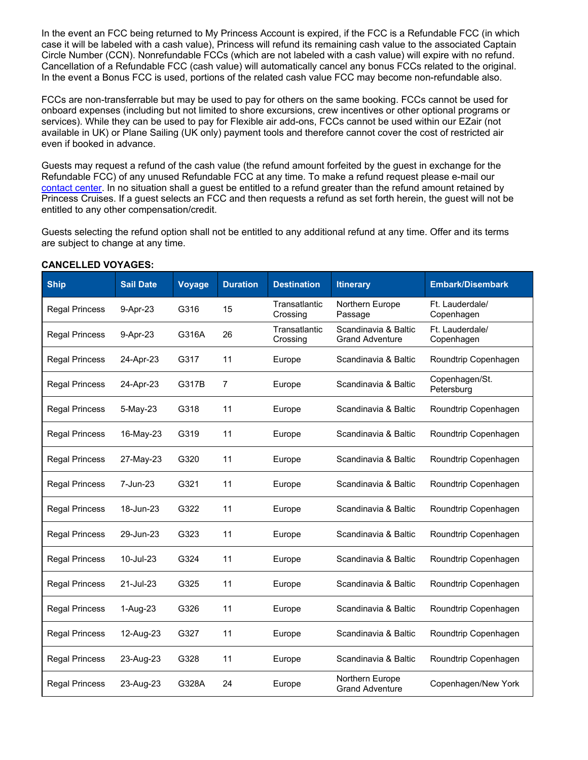In the event an FCC being returned to My Princess Account is expired, if the FCC is a Refundable FCC (in which case it will be labeled with a cash value), Princess will refund its remaining cash value to the associated Captain Circle Number (CCN). Nonrefundable FCCs (which are not labeled with a cash value) will expire with no refund. Cancellation of a Refundable FCC (cash value) will automatically cancel any bonus FCCs related to the original. In the event a Bonus FCC is used, portions of the related cash value FCC may become non-refundable also.

FCCs are non-transferrable but may be used to pay for others on the same booking. FCCs cannot be used for onboard expenses (including but not limited to shore excursions, crew incentives or other optional programs or services). While they can be used to pay for Flexible air add-ons, FCCs cannot be used within our EZair (not available in UK) or Plane Sailing (UK only) payment tools and therefore cannot cover the cost of restricted air even if booked in advance.

Guests may request a refund of the cash value (the refund amount forfeited by the guest in exchange for the Refundable FCC) of any unused Refundable FCC at any time. To make a refund request please e-mail our contact center. In no situation shall a guest be entitled to a refund greater than the refund amount retained by Princess Cruises. If a guest selects an FCC and then requests a refund as set forth herein, the guest will not be entitled to any other compensation/credit.

Guests selecting the refund option shall not be entitled to any additional refund at any time. Offer and its terms are subject to change at any time.

**CANCELLED VOYAGES:**

| Ship | Sail Date | Voyage | Duration | Destination | Itinerary | Embark/Disembark |
|---|---|---|---|---|---|---|
| Regal Princess | 9-Apr-23 | G316 | 15 | Transatlantic Crossing | Northern Europe Passage | Ft. Lauderdale/ Copenhagen |
| Regal Princess | 9-Apr-23 | G316A | 26 | Transatlantic Crossing | Scandinavia & Baltic Grand Adventure | Ft. Lauderdale/ Copenhagen |
| Regal Princess | 24-Apr-23 | G317 | 11 | Europe | Scandinavia & Baltic | Roundtrip Copenhagen |
| Regal Princess | 24-Apr-23 | G317B | 7 | Europe | Scandinavia & Baltic | Copenhagen/St. Petersburg |
| Regal Princess | 5-May-23 | G318 | 11 | Europe | Scandinavia & Baltic | Roundtrip Copenhagen |
| Regal Princess | 16-May-23 | G319 | 11 | Europe | Scandinavia & Baltic | Roundtrip Copenhagen |
| Regal Princess | 27-May-23 | G320 | 11 | Europe | Scandinavia & Baltic | Roundtrip Copenhagen |
| Regal Princess | 7-Jun-23 | G321 | 11 | Europe | Scandinavia & Baltic | Roundtrip Copenhagen |
| Regal Princess | 18-Jun-23 | G322 | 11 | Europe | Scandinavia & Baltic | Roundtrip Copenhagen |
| Regal Princess | 29-Jun-23 | G323 | 11 | Europe | Scandinavia & Baltic | Roundtrip Copenhagen |
| Regal Princess | 10-Jul-23 | G324 | 11 | Europe | Scandinavia & Baltic | Roundtrip Copenhagen |
| Regal Princess | 21-Jul-23 | G325 | 11 | Europe | Scandinavia & Baltic | Roundtrip Copenhagen |
| Regal Princess | 1-Aug-23 | G326 | 11 | Europe | Scandinavia & Baltic | Roundtrip Copenhagen |
| Regal Princess | 12-Aug-23 | G327 | 11 | Europe | Scandinavia & Baltic | Roundtrip Copenhagen |
| Regal Princess | 23-Aug-23 | G328 | 11 | Europe | Scandinavia & Baltic | Roundtrip Copenhagen |
| Regal Princess | 23-Aug-23 | G328A | 24 | Europe | Northern Europe Grand Adventure | Copenhagen/New York |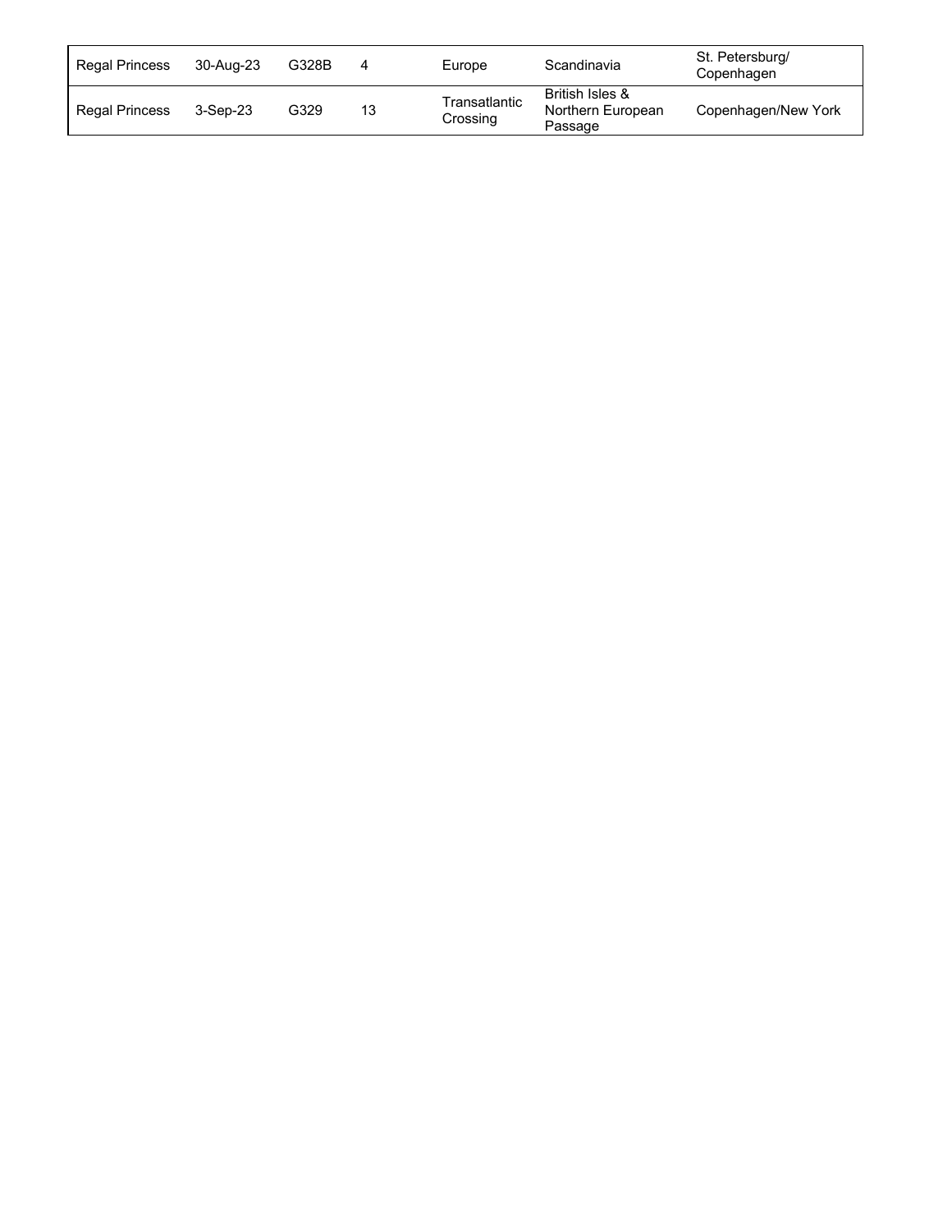| | | | | | | |
|---|---|---|---|---|---|---|
| Regal Princess | 30-Aug-23 | G328B | 4 | Europe | Scandinavia | St. Petersburg/ Copenhagen |
| Regal Princess | 3-Sep-23 | G329 | 13 | Transatlantic Crossing | British Isles & Northern European Passage | Copenhagen/New York |